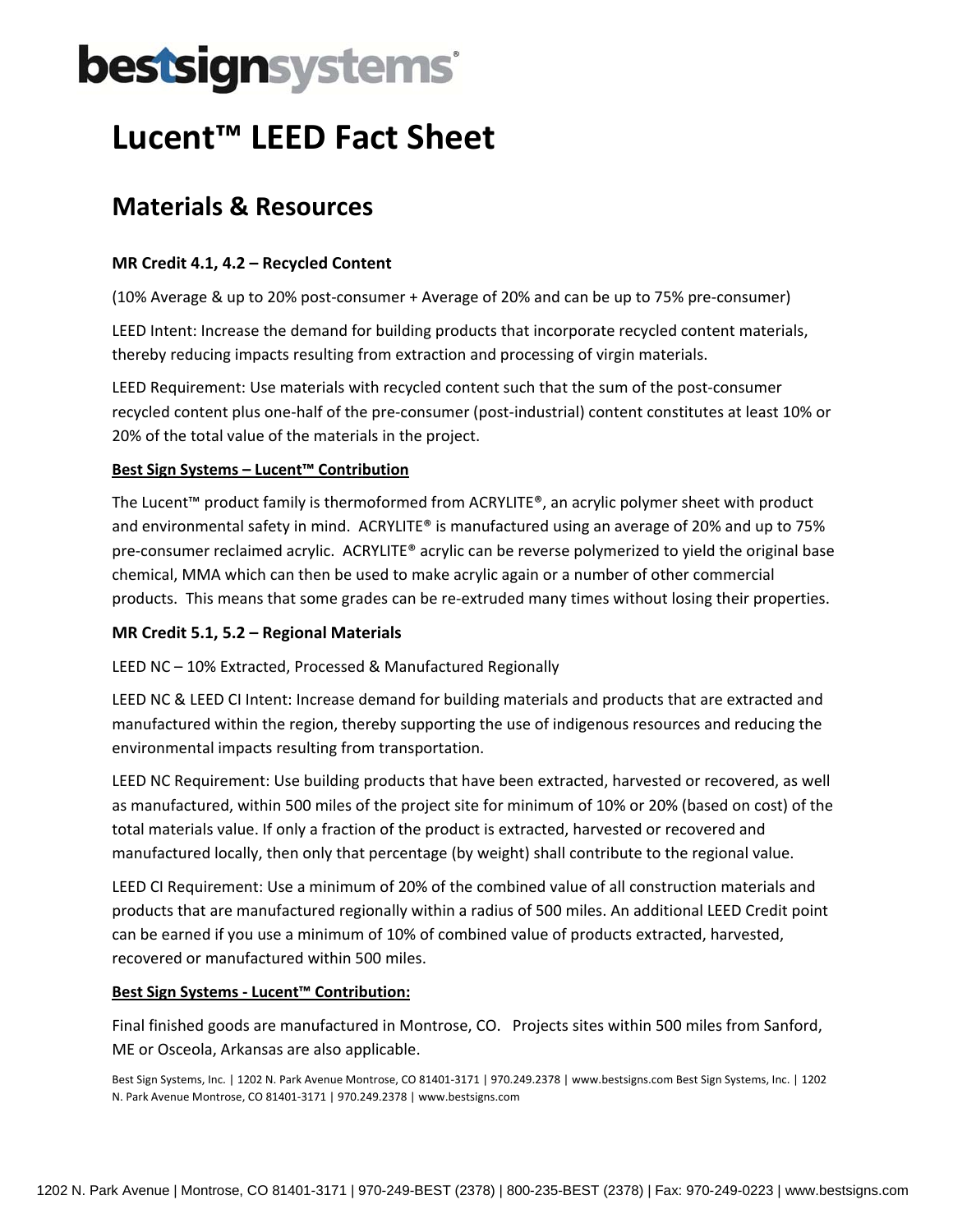bestsignsystems®

# Lucent™ LEED Fact Sheet

## Materials & Resources

**MR Credit 4.1, 4.2 – Recycled Content**

(10% Average & up to 20% post-consumer + Average of 20% and can be up to 75% pre-consumer)

LEED Intent: Increase the demand for building products that incorporate recycled content materials, thereby reducing impacts resulting from extraction and processing of virgin materials.

LEED Requirement: Use materials with recycled content such that the sum of the post-consumer recycled content plus one-half of the pre-consumer (post-industrial) content constitutes at least 10% or 20% of the total value of the materials in the project.

**Best Sign Systems – Lucent™ Contribution**

The Lucent™ product family is thermoformed from ACRYLITE®, an acrylic polymer sheet with product and environmental safety in mind. ACRYLITE® is manufactured using an average of 20% and up to 75% pre-consumer reclaimed acrylic. ACRYLITE® acrylic can be reverse polymerized to yield the original base chemical, MMA which can then be used to make acrylic again or a number of other commercial products. This means that some grades can be re-extruded many times without losing their properties.

**MR Credit 5.1, 5.2 – Regional Materials**

LEED NC – 10% Extracted, Processed & Manufactured Regionally

LEED NC & LEED CI Intent: Increase demand for building materials and products that are extracted and manufactured within the region, thereby supporting the use of indigenous resources and reducing the environmental impacts resulting from transportation.

LEED NC Requirement: Use building products that have been extracted, harvested or recovered, as well as manufactured, within 500 miles of the project site for minimum of 10% or 20% (based on cost) of the total materials value. If only a fraction of the product is extracted, harvested or recovered and manufactured locally, then only that percentage (by weight) shall contribute to the regional value.

LEED CI Requirement: Use a minimum of 20% of the combined value of all construction materials and products that are manufactured regionally within a radius of 500 miles. An additional LEED Credit point can be earned if you use a minimum of 10% of combined value of products extracted, harvested, recovered or manufactured within 500 miles.

**Best Sign Systems - Lucent™ Contribution:**

Final finished goods are manufactured in Montrose, CO. Projects sites within 500 miles from Sanford, ME or Osceola, Arkansas are also applicable.

Best Sign Systems, Inc. | 1202 N. Park Avenue Montrose, CO 81401-3171 | 970.249.2378 | www.bestsigns.com Best Sign Systems, Inc. | 1202 N. Park Avenue Montrose, CO 81401-3171 | 970.249.2378 | www.bestsigns.com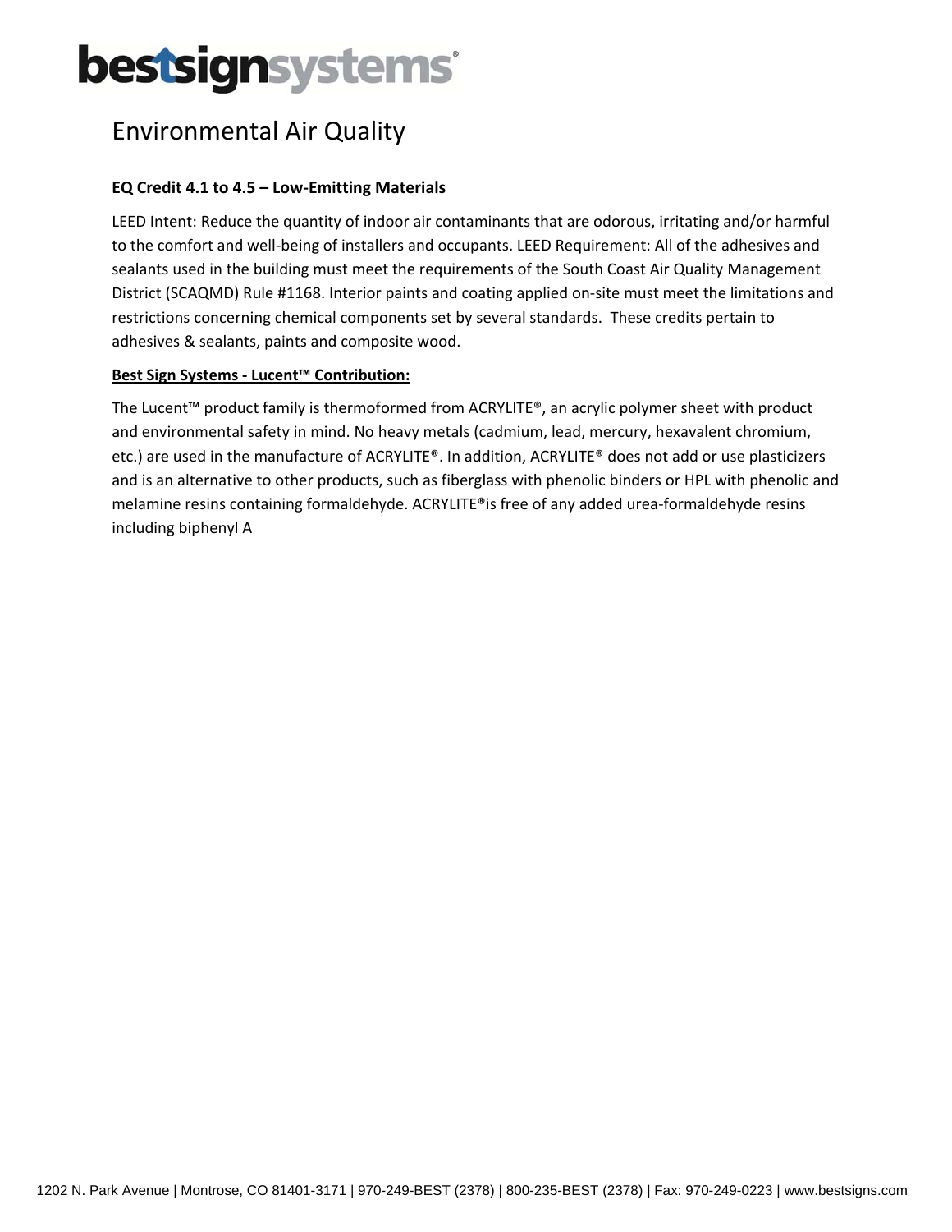# bestsignsystems®

## Environmental Air Quality

### EQ Credit 4.1 to 4.5 – Low-Emitting Materials

LEED Intent: Reduce the quantity of indoor air contaminants that are odorous, irritating and/or harmful to the comfort and well-being of installers and occupants. LEED Requirement: All of the adhesives and sealants used in the building must meet the requirements of the South Coast Air Quality Management District (SCAQMD) Rule #1168. Interior paints and coating applied on-site must meet the limitations and restrictions concerning chemical components set by several standards. These credits pertain to adhesives & sealants, paints and composite wood.

**Best Sign Systems - Lucent™ Contribution:**

The Lucent™ product family is thermoformed from ACRYLITE®, an acrylic polymer sheet with product and environmental safety in mind. No heavy metals (cadmium, lead, mercury, hexavalent chromium, etc.) are used in the manufacture of ACRYLITE®. In addition, ACRYLITE® does not add or use plasticizers and is an alternative to other products, such as fiberglass with phenolic binders or HPL with phenolic and melamine resins containing formaldehyde. ACRYLITE®is free of any added urea-formaldehyde resins including biphenyl A

1202 N. Park Avenue | Montrose, CO 81401-3171 | 970-249-BEST (2378) | 800-235-BEST (2378) | Fax: 970-249-0223 | www.bestsigns.com